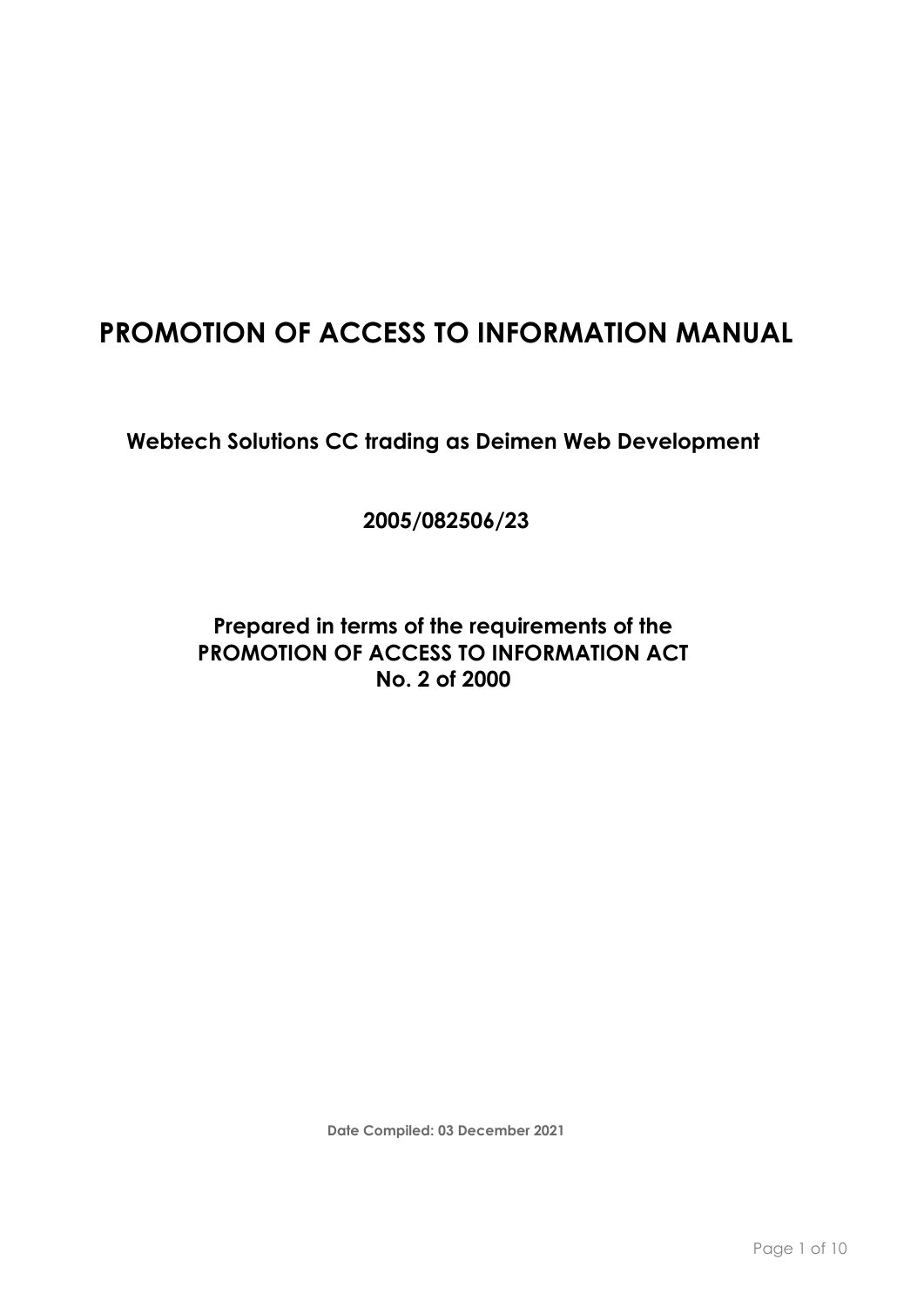# PROMOTION OF ACCESS TO INFORMATION MANUAL

**Webtech Solutions CC trading as Deimen Web Development**

**2005/082506/23**

**Prepared in terms of the requirements of the PROMOTION OF ACCESS TO INFORMATION ACT No. 2 of 2000**

**Date Compiled: 03 December 2021**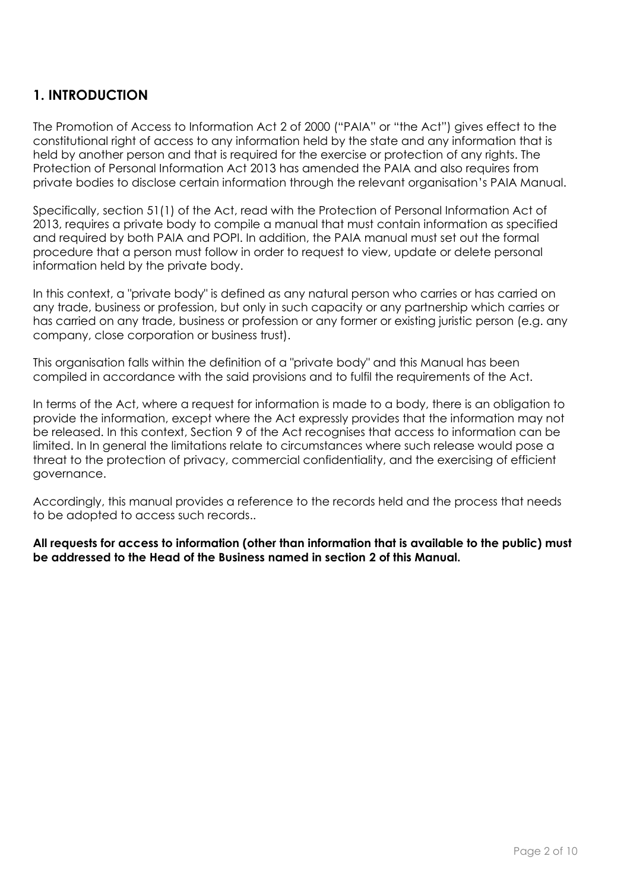## 1. INTRODUCTION

The Promotion of Access to Information Act 2 of 2000 ("PAIA" or "the Act") gives effect to the constitutional right of access to any information held by the state and any information that is held by another person and that is required for the exercise or protection of any rights. The Protection of Personal Information Act 2013 has amended the PAIA and also requires from private bodies to disclose certain information through the relevant organisation's PAIA Manual.

Specifically, section 51(1) of the Act, read with the Protection of Personal Information Act of 2013, requires a private body to compile a manual that must contain information as specified and required by both PAIA and POPI. In addition, the PAIA manual must set out the formal procedure that a person must follow in order to request to view, update or delete personal information held by the private body.

In this context, a "private body" is defined as any natural person who carries or has carried on any trade, business or profession, but only in such capacity or any partnership which carries or has carried on any trade, business or profession or any former or existing juristic person (e.g. any company, close corporation or business trust).

This organisation falls within the definition of a "private body" and this Manual has been compiled in accordance with the said provisions and to fulfil the requirements of the Act.

In terms of the Act, where a request for information is made to a body, there is an obligation to provide the information, except where the Act expressly provides that the information may not be released. In this context, Section 9 of the Act recognises that access to information can be limited. In In general the limitations relate to circumstances where such release would pose a threat to the protection of privacy, commercial confidentiality, and the exercising of efficient governance.

Accordingly, this manual provides a reference to the records held and the process that needs to be adopted to access such records..

**All requests for access to information (other than information that is available to the public) must be addressed to the Head of the Business named in section 2 of this Manual.**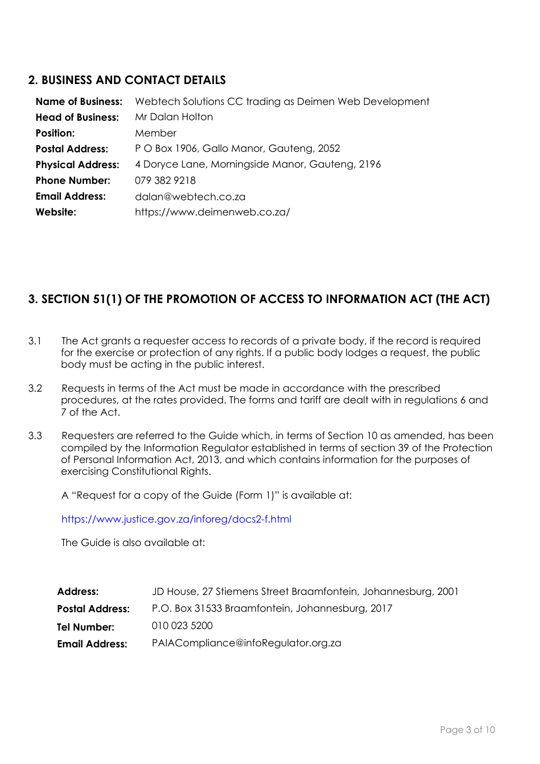## 2. BUSINESS AND CONTACT DETAILS

| | |
|---|---|
| **Name of Business:** | Webtech Solutions CC trading as Deimen Web Development |
| **Head of Business:** | Mr Dalan Holton |
| **Position:** | Member |
| **Postal Address:** | P O Box 1906, Gallo Manor, Gauteng, 2052 |
| **Physical Address:** | 4 Doryce Lane, Morningside Manor, Gauteng, 2196 |
| **Phone Number:** | 079 382 9218 |
| **Email Address:** | dalan@webtech.co.za |
| **Website:** | https://www.deimenweb.co.za/ |

## 3. SECTION 51(1) OF THE PROMOTION OF ACCESS TO INFORMATION ACT (THE ACT)

3.1 The Act grants a requester access to records of a private body, if the record is required for the exercise or protection of any rights. If a public body lodges a request, the public body must be acting in the public interest.

3.2 Requests in terms of the Act must be made in accordance with the prescribed procedures, at the rates provided. The forms and tariff are dealt with in regulations 6 and 7 of the Act.

3.3 Requesters are referred to the Guide which, in terms of Section 10 as amended, has been compiled by the Information Regulator established in terms of section 39 of the Protection of Personal Information Act, 2013, and which contains information for the purposes of exercising Constitutional Rights.

A "Request for a copy of the Guide (Form 1)" is available at:

https://www.justice.gov.za/inforeg/docs2-f.html

The Guide is also available at:

| | |
|---|---|
| **Address:** | JD House, 27 Stiemens Street Braamfontein, Johannesburg, 2001 |
| **Postal Address:** | P.O. Box 31533 Braamfontein, Johannesburg, 2017 |
| **Tel Number:** | 010 023 5200 |
| **Email Address:** | PAIACompliance@infoRegulator.org.za |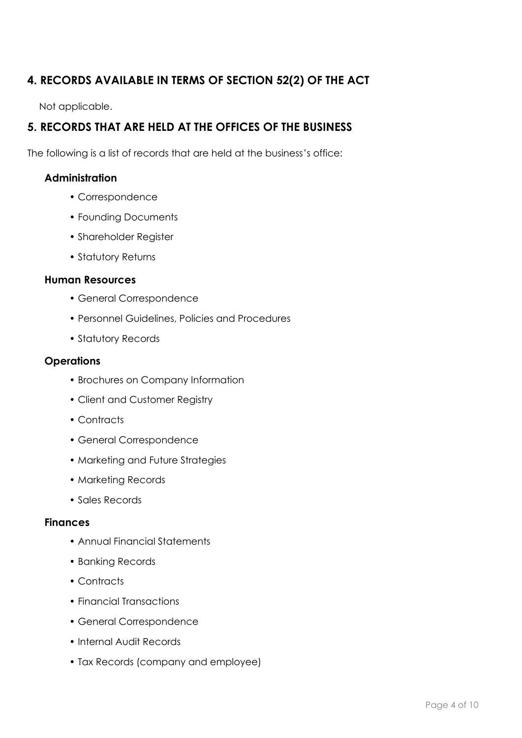## 4. RECORDS AVAILABLE IN TERMS OF SECTION 52(2) OF THE ACT

Not applicable.

## 5. RECORDS THAT ARE HELD AT THE OFFICES OF THE BUSINESS

The following is a list of records that are held at the business's office:

### Administration

- Correspondence
- Founding Documents
- Shareholder Register
- Statutory Returns

### Human Resources

- General Correspondence
- Personnel Guidelines, Policies and Procedures
- Statutory Records

### Operations

- Brochures on Company Information
- Client and Customer Registry
- Contracts
- General Correspondence
- Marketing and Future Strategies
- Marketing Records
- Sales Records

### Finances

- Annual Financial Statements
- Banking Records
- Contracts
- Financial Transactions
- General Correspondence
- Internal Audit Records
- Tax Records (company and employee)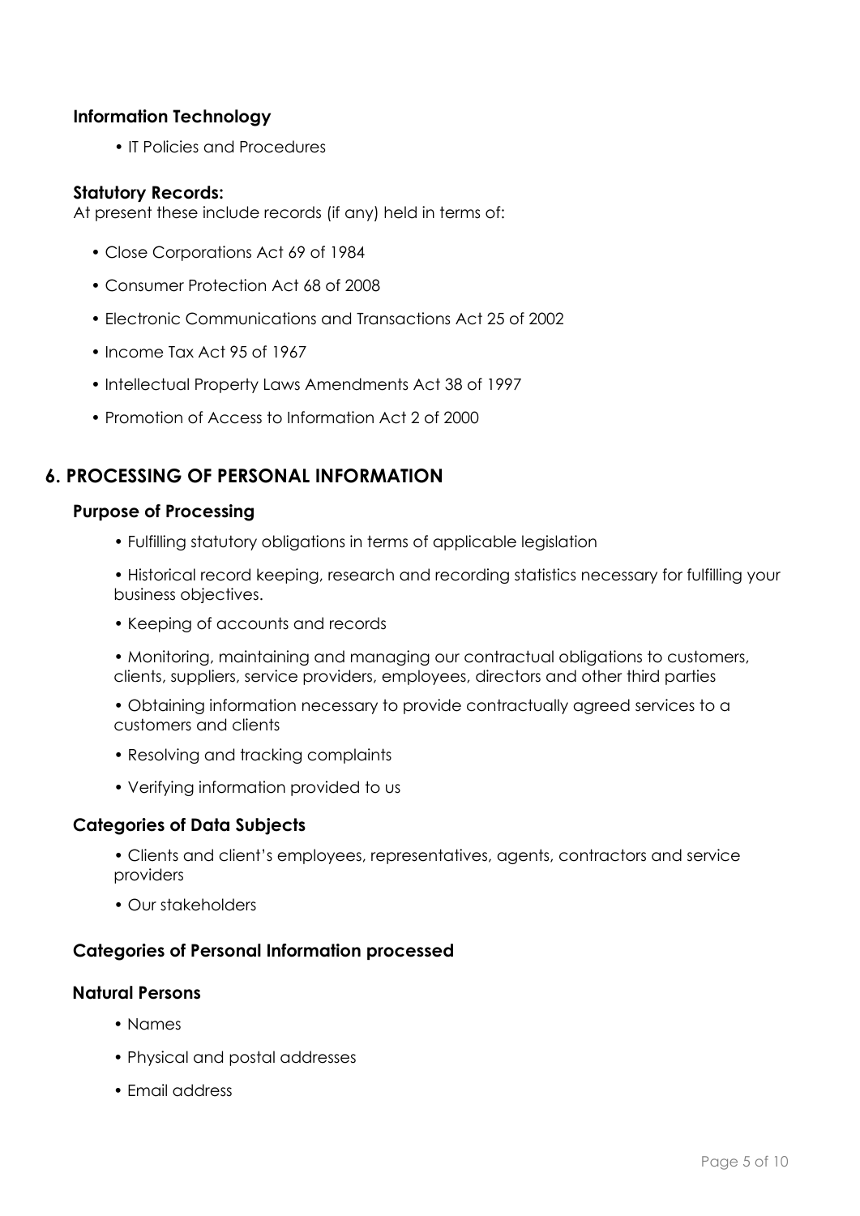### Information Technology

- IT Policies and Procedures

### Statutory Records:

At present these include records (if any) held in terms of:

- Close Corporations Act 69 of 1984
- Consumer Protection Act 68 of 2008
- Electronic Communications and Transactions Act 25 of 2002
- Income Tax Act 95 of 1967
- Intellectual Property Laws Amendments Act 38 of 1997
- Promotion of Access to Information Act 2 of 2000

## 6. PROCESSING OF PERSONAL INFORMATION

### Purpose of Processing

- Fulfilling statutory obligations in terms of applicable legislation
- Historical record keeping, research and recording statistics necessary for fulfilling your business objectives.
- Keeping of accounts and records
- Monitoring, maintaining and managing our contractual obligations to customers, clients, suppliers, service providers, employees, directors and other third parties
- Obtaining information necessary to provide contractually agreed services to a customers and clients
- Resolving and tracking complaints
- Verifying information provided to us

### Categories of Data Subjects

- Clients and client's employees, representatives, agents, contractors and service providers
- Our stakeholders

### Categories of Personal Information processed

### Natural Persons

- Names
- Physical and postal addresses
- Email address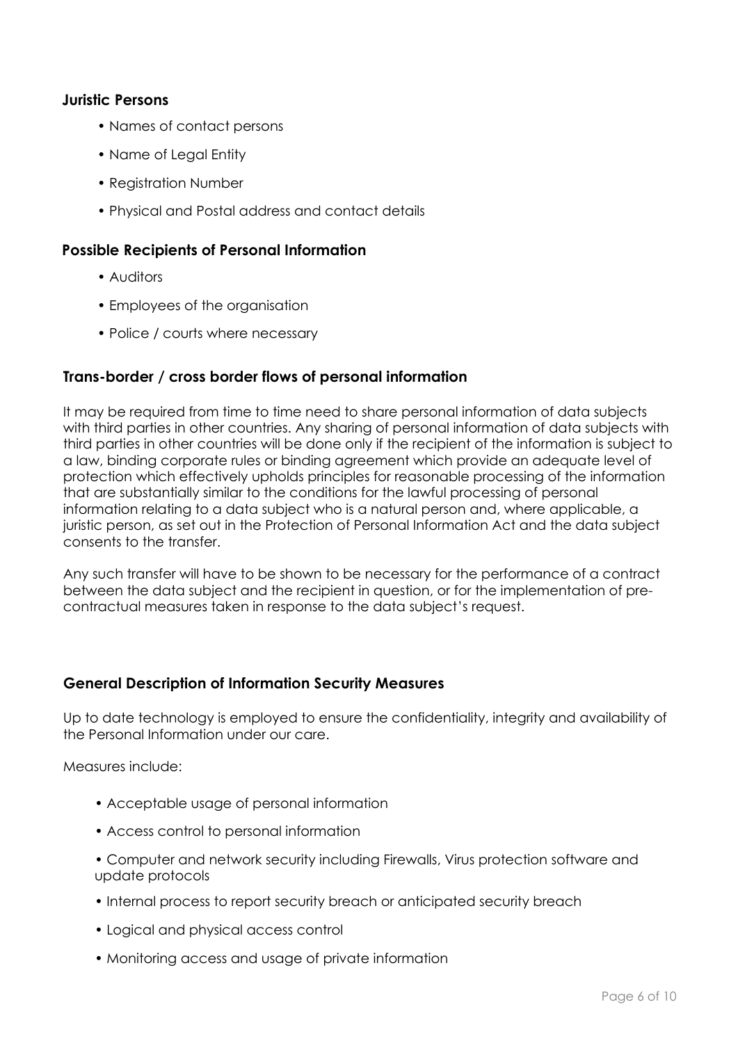### Juristic Persons

- Names of contact persons
- Name of Legal Entity
- Registration Number
- Physical and Postal address and contact details

### Possible Recipients of Personal Information

- Auditors
- Employees of the organisation
- Police / courts where necessary

### Trans-border / cross border flows of personal information

It may be required from time to time need to share personal information of data subjects with third parties in other countries. Any sharing of personal information of data subjects with third parties in other countries will be done only if the recipient of the information is subject to a law, binding corporate rules or binding agreement which provide an adequate level of protection which effectively upholds principles for reasonable processing of the information that are substantially similar to the conditions for the lawful processing of personal information relating to a data subject who is a natural person and, where applicable, a juristic person, as set out in the Protection of Personal Information Act and the data subject consents to the transfer.

Any such transfer will have to be shown to be necessary for the performance of a contract between the data subject and the recipient in question, or for the implementation of pre-contractual measures taken in response to the data subject's request.

### General Description of Information Security Measures

Up to date technology is employed to ensure the confidentiality, integrity and availability of the Personal Information under our care.

Measures include:

- Acceptable usage of personal information
- Access control to personal information
- Computer and network security including Firewalls, Virus protection software and update protocols
- Internal process to report security breach or anticipated security breach
- Logical and physical access control
- Monitoring access and usage of private information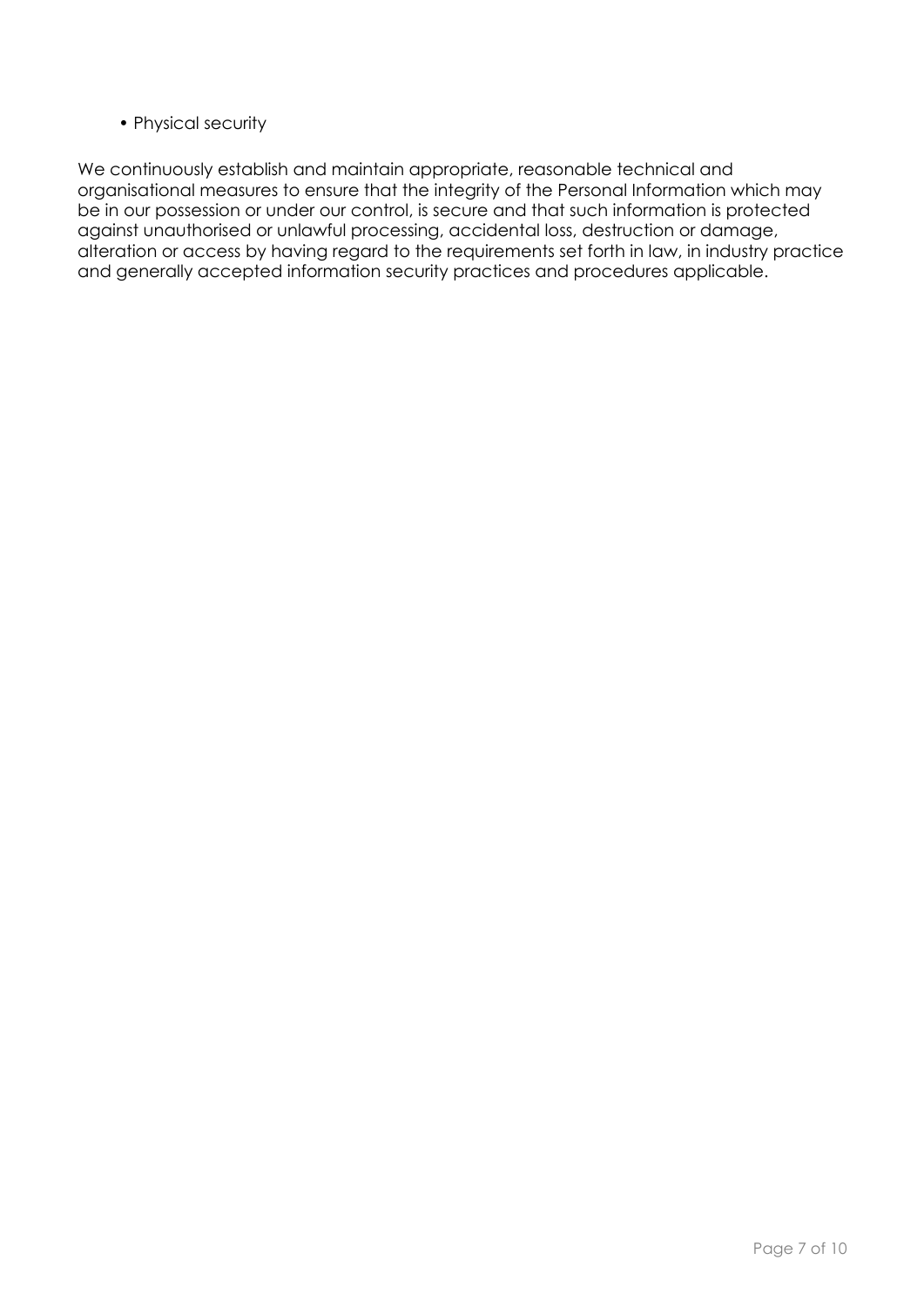- Physical security

We continuously establish and maintain appropriate, reasonable technical and organisational measures to ensure that the integrity of the Personal Information which may be in our possession or under our control, is secure and that such information is protected against unauthorised or unlawful processing, accidental loss, destruction or damage, alteration or access by having regard to the requirements set forth in law, in industry practice and generally accepted information security practices and procedures applicable.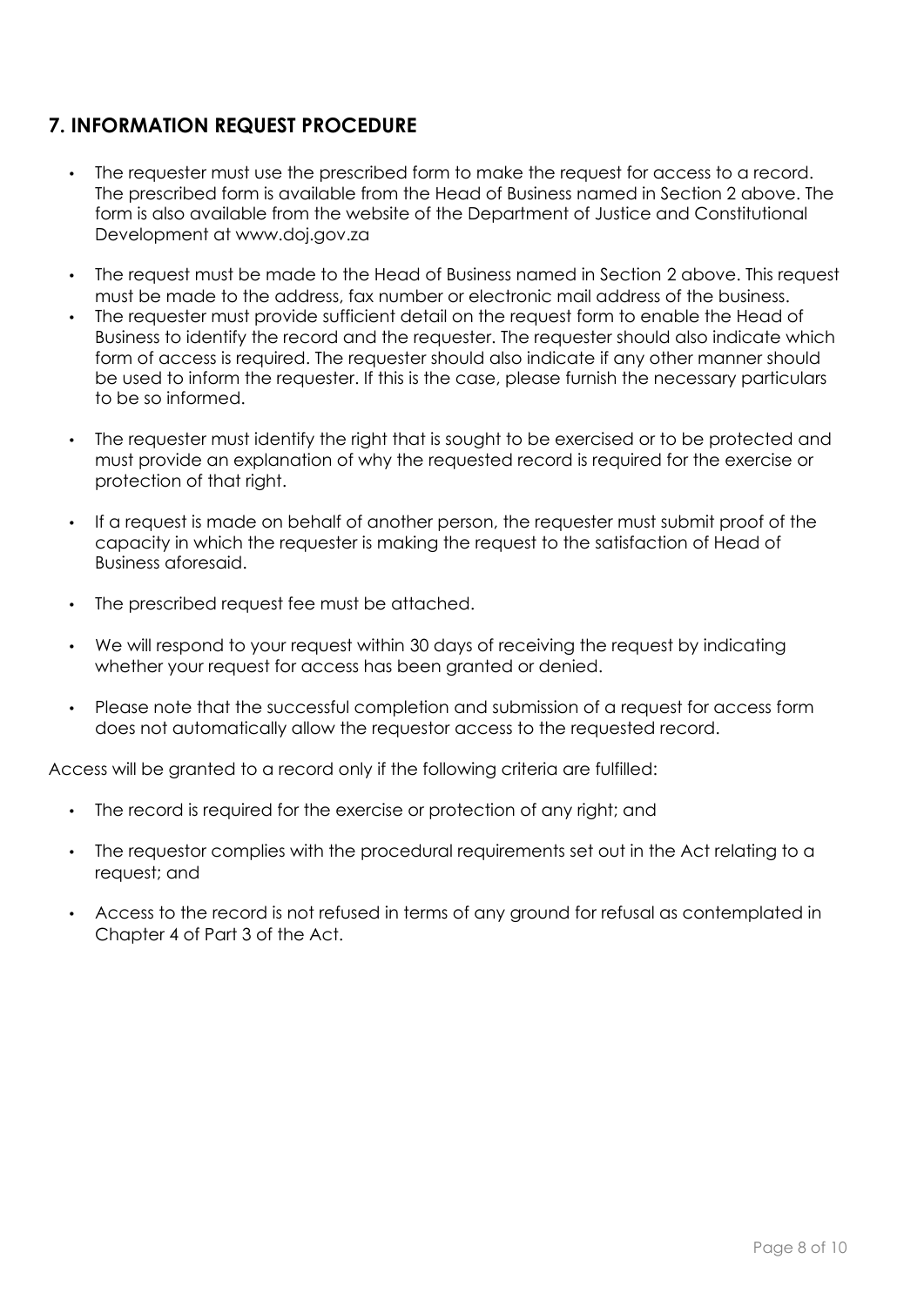## 7. INFORMATION REQUEST PROCEDURE

- The requester must use the prescribed form to make the request for access to a record. The prescribed form is available from the Head of Business named in Section 2 above. The form is also available from the website of the Department of Justice and Constitutional Development at www.doj.gov.za
- The request must be made to the Head of Business named in Section 2 above. This request must be made to the address, fax number or electronic mail address of the business.
- The requester must provide sufficient detail on the request form to enable the Head of Business to identify the record and the requester. The requester should also indicate which form of access is required. The requester should also indicate if any other manner should be used to inform the requester. If this is the case, please furnish the necessary particulars to be so informed.
- The requester must identify the right that is sought to be exercised or to be protected and must provide an explanation of why the requested record is required for the exercise or protection of that right.
- If a request is made on behalf of another person, the requester must submit proof of the capacity in which the requester is making the request to the satisfaction of Head of Business aforesaid.
- The prescribed request fee must be attached.
- We will respond to your request within 30 days of receiving the request by indicating whether your request for access has been granted or denied.
- Please note that the successful completion and submission of a request for access form does not automatically allow the requestor access to the requested record.

Access will be granted to a record only if the following criteria are fulfilled:

- The record is required for the exercise or protection of any right; and
- The requestor complies with the procedural requirements set out in the Act relating to a request; and
- Access to the record is not refused in terms of any ground for refusal as contemplated in Chapter 4 of Part 3 of the Act.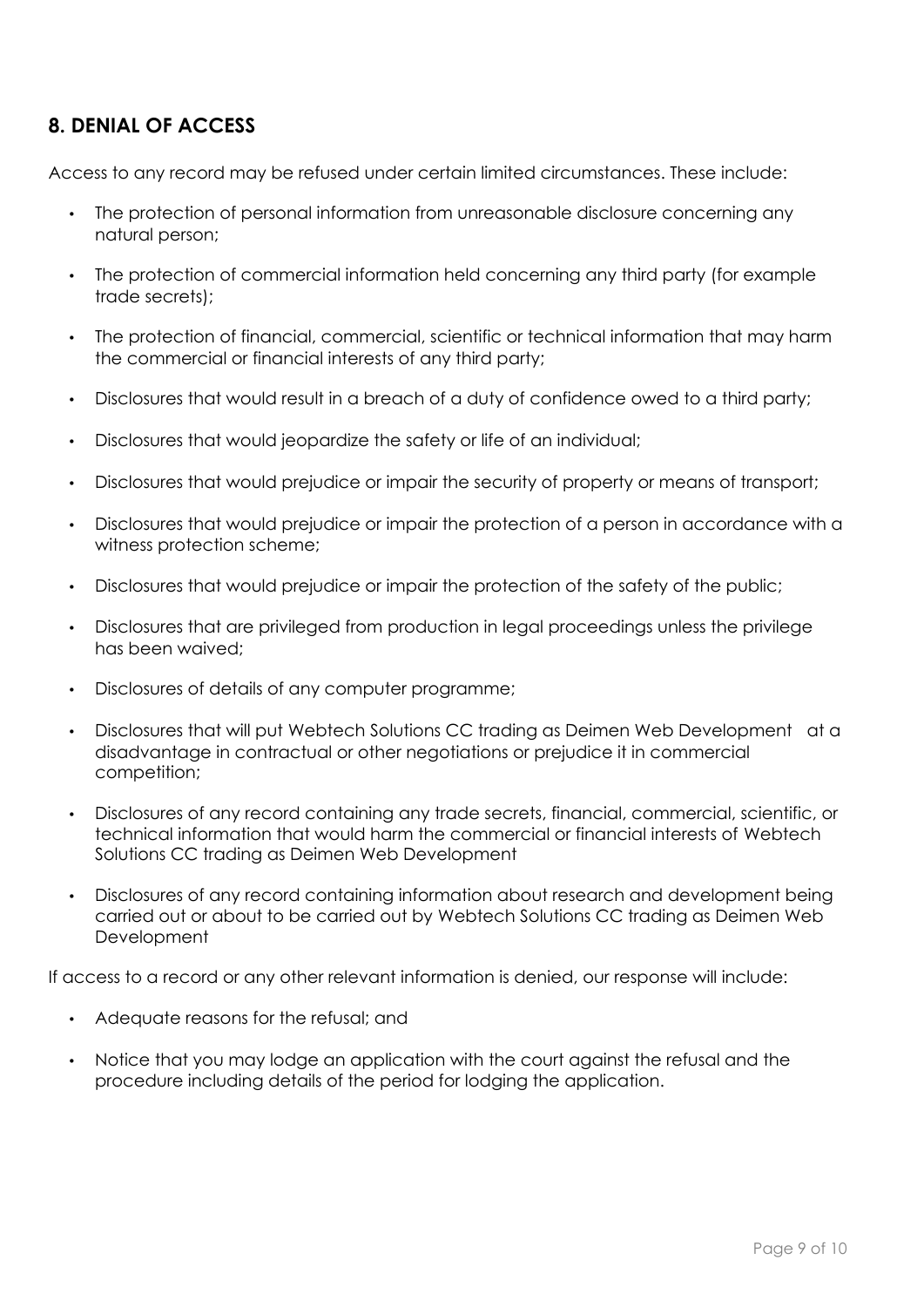## 8. DENIAL OF ACCESS

Access to any record may be refused under certain limited circumstances. These include:

- The protection of personal information from unreasonable disclosure concerning any natural person;
- The protection of commercial information held concerning any third party (for example trade secrets);
- The protection of financial, commercial, scientific or technical information that may harm the commercial or financial interests of any third party;
- Disclosures that would result in a breach of a duty of confidence owed to a third party;
- Disclosures that would jeopardize the safety or life of an individual;
- Disclosures that would prejudice or impair the security of property or means of transport;
- Disclosures that would prejudice or impair the protection of a person in accordance with a witness protection scheme;
- Disclosures that would prejudice or impair the protection of the safety of the public;
- Disclosures that are privileged from production in legal proceedings unless the privilege has been waived;
- Disclosures of details of any computer programme;
- Disclosures that will put Webtech Solutions CC trading as Deimen Web Development at a disadvantage in contractual or other negotiations or prejudice it in commercial competition;
- Disclosures of any record containing any trade secrets, financial, commercial, scientific, or technical information that would harm the commercial or financial interests of Webtech Solutions CC trading as Deimen Web Development
- Disclosures of any record containing information about research and development being carried out or about to be carried out by Webtech Solutions CC trading as Deimen Web Development

If access to a record or any other relevant information is denied, our response will include:

- Adequate reasons for the refusal; and
- Notice that you may lodge an application with the court against the refusal and the procedure including details of the period for lodging the application.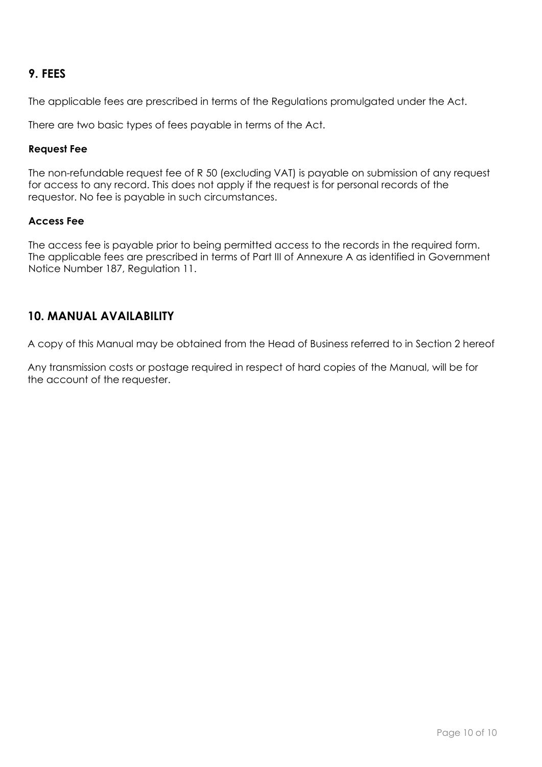## 9. FEES

The applicable fees are prescribed in terms of the Regulations promulgated under the Act.

There are two basic types of fees payable in terms of the Act.

### Request Fee

The non-refundable request fee of R 50 (excluding VAT) is payable on submission of any request for access to any record. This does not apply if the request is for personal records of the requestor. No fee is payable in such circumstances.

### Access Fee

The access fee is payable prior to being permitted access to the records in the required form. The applicable fees are prescribed in terms of Part III of Annexure A as identified in Government Notice Number 187, Regulation 11.

## 10. MANUAL AVAILABILITY

A copy of this Manual may be obtained from the Head of Business referred to in Section 2 hereof

Any transmission costs or postage required in respect of hard copies of the Manual, will be for the account of the requester.